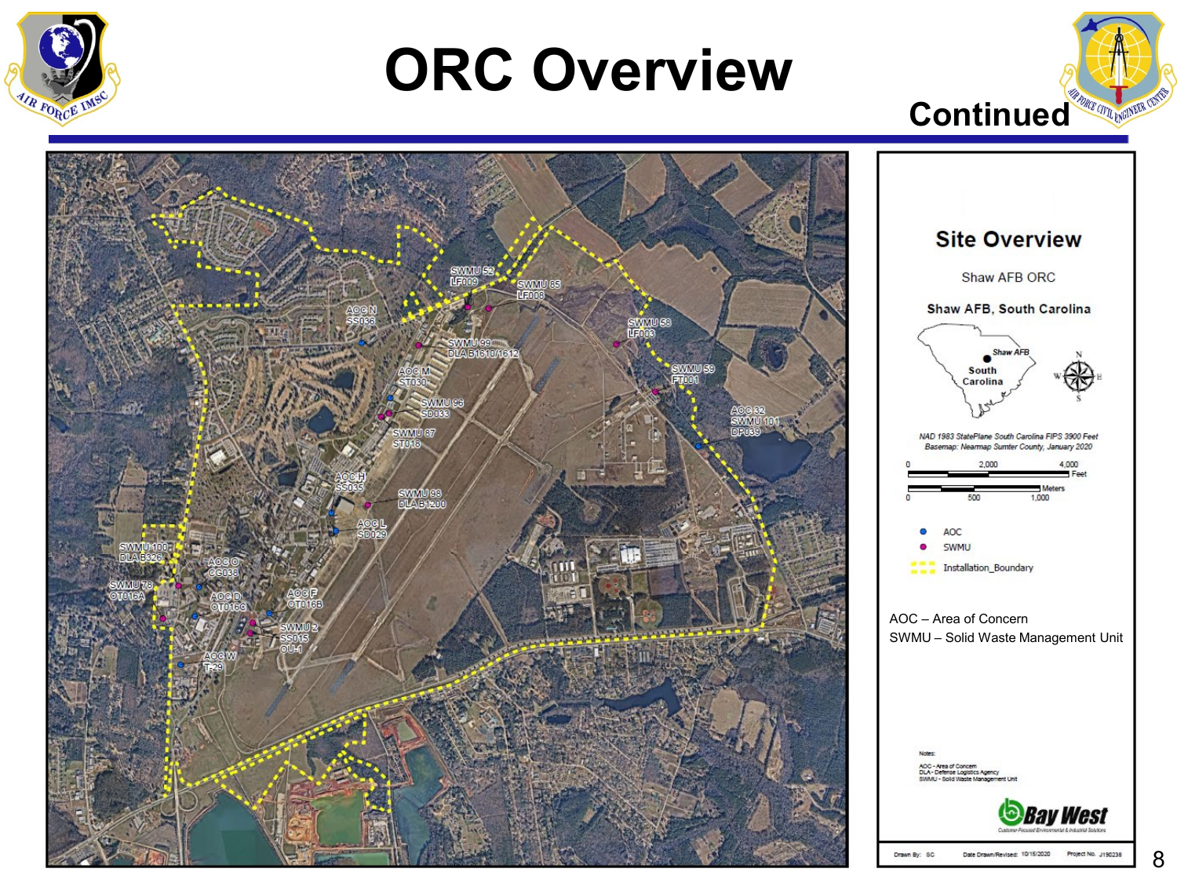# ORC Overview

Continued

SWMU 52
LF009

SWMU 85
LF008

AOC N
SS036

SWMU 99
DLA B1610/1612

SWMU 58
LF003

AOC M
ST030

SWMU 59
FT001

SWMU 96
SD033

AOC 32
SWMU 101
DP039

SWMU 87
ST018

AOC H
SS035

SWMU 98
DLA B1200

AOC L
SD029

SWMU 100
DLA B326

AOC O
CG038

SWMU 78
OT016A

AOC D
OT016C

AOC F
OT016B

SWMU 2
SS015
OU-1

AOC W
T-29

## Site Overview

Shaw AFB ORC

**Shaw AFB, South Carolina**

Shaw AFB
South Carolina

N W E S

*NAD 1983 StatePlane South Carolina FIPS 3900 Feet*
*Basemap: Nearmap Sumter County, January 2020*

0 2,000 4,000 Feet

0 500 1,000 Meters

- AOC
- SWMU
- Installation_Boundary

AOC – Area of Concern
SWMU – Solid Waste Management Unit

Notes:
AOC - Area of Concern
DLA - Defense Logistics Agency
SWMU - Solid Waste Management Unit

Bay West
Customer-Focused Environmental & Industrial Solutions

Drawn By: SC Date Drawn/Revised: 10/15/2020 Project No. J190238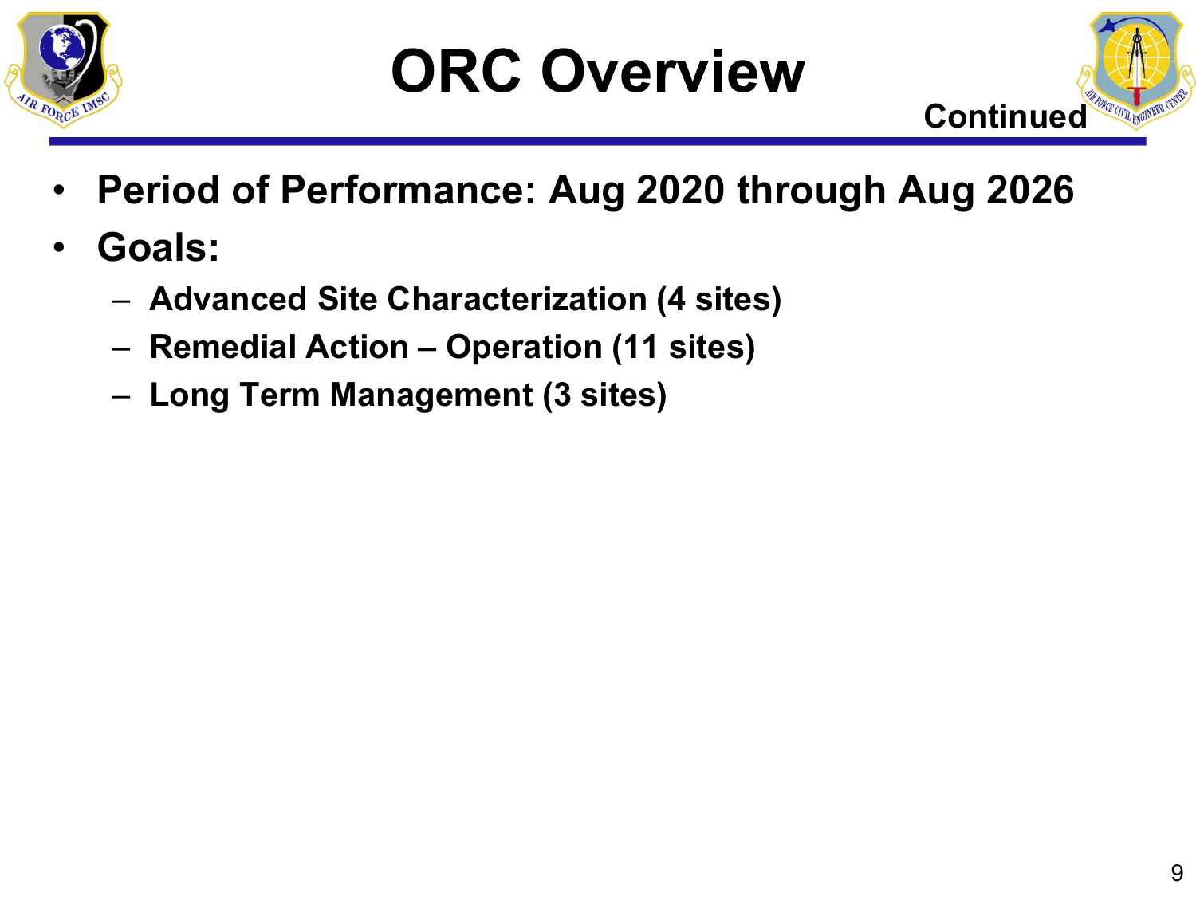# ORC Overview

Continued

- **Period of Performance: Aug 2020 through Aug 2026**
- **Goals:**
  - **Advanced Site Characterization (4 sites)**
  - **Remedial Action – Operation (11 sites)**
  - **Long Term Management (3 sites)**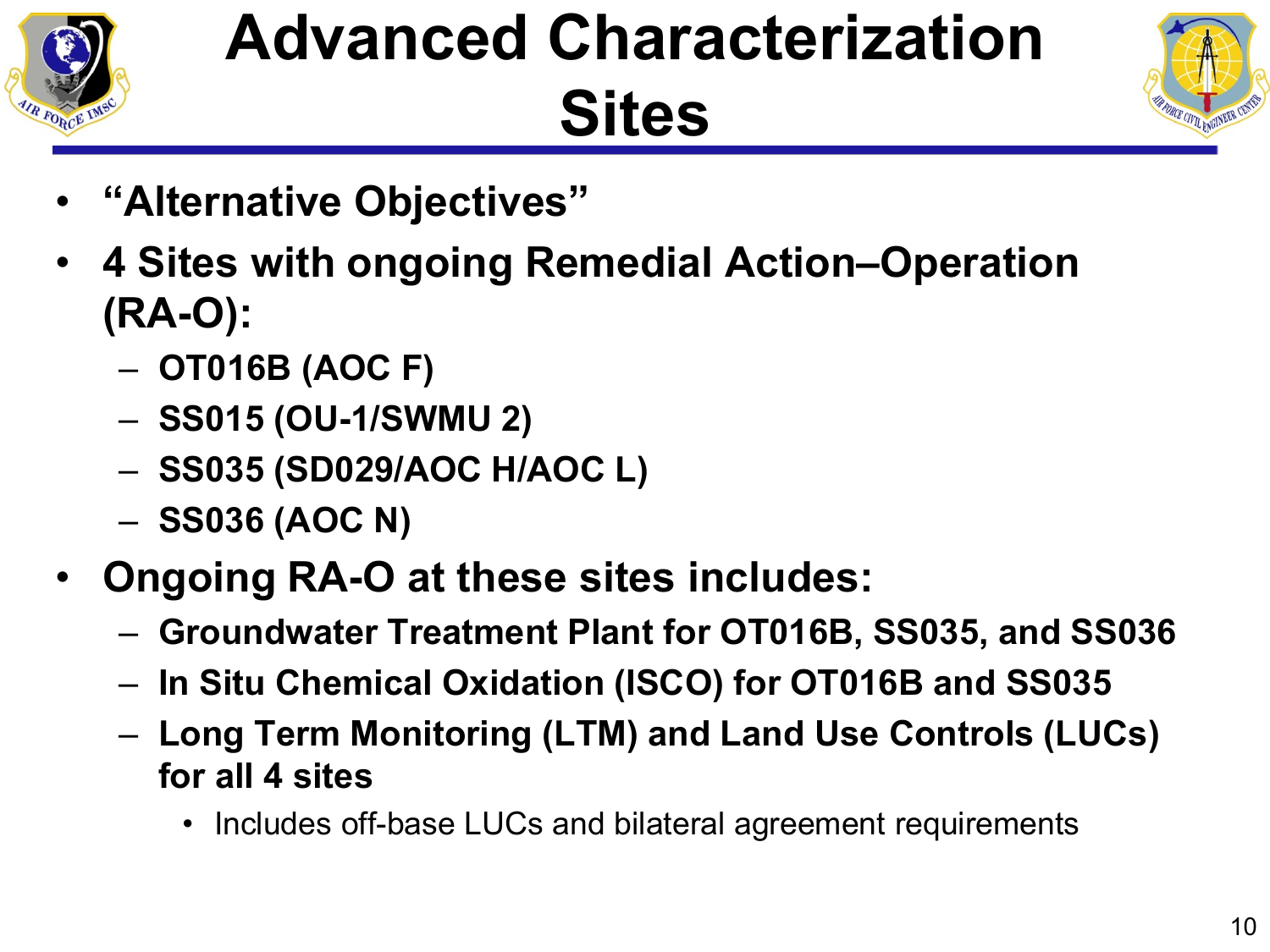# Advanced Characterization Sites

- **"Alternative Objectives"**
- **4 Sites with ongoing Remedial Action–Operation (RA-O):**
  - **OT016B (AOC F)**
  - **SS015 (OU-1/SWMU 2)**
  - **SS035 (SD029/AOC H/AOC L)**
  - **SS036 (AOC N)**
- **Ongoing RA-O at these sites includes:**
  - **Groundwater Treatment Plant for OT016B, SS035, and SS036**
  - **In Situ Chemical Oxidation (ISCO) for OT016B and SS035**
  - **Long Term Monitoring (LTM) and Land Use Controls (LUCs) for all 4 sites**
    - Includes off-base LUCs and bilateral agreement requirements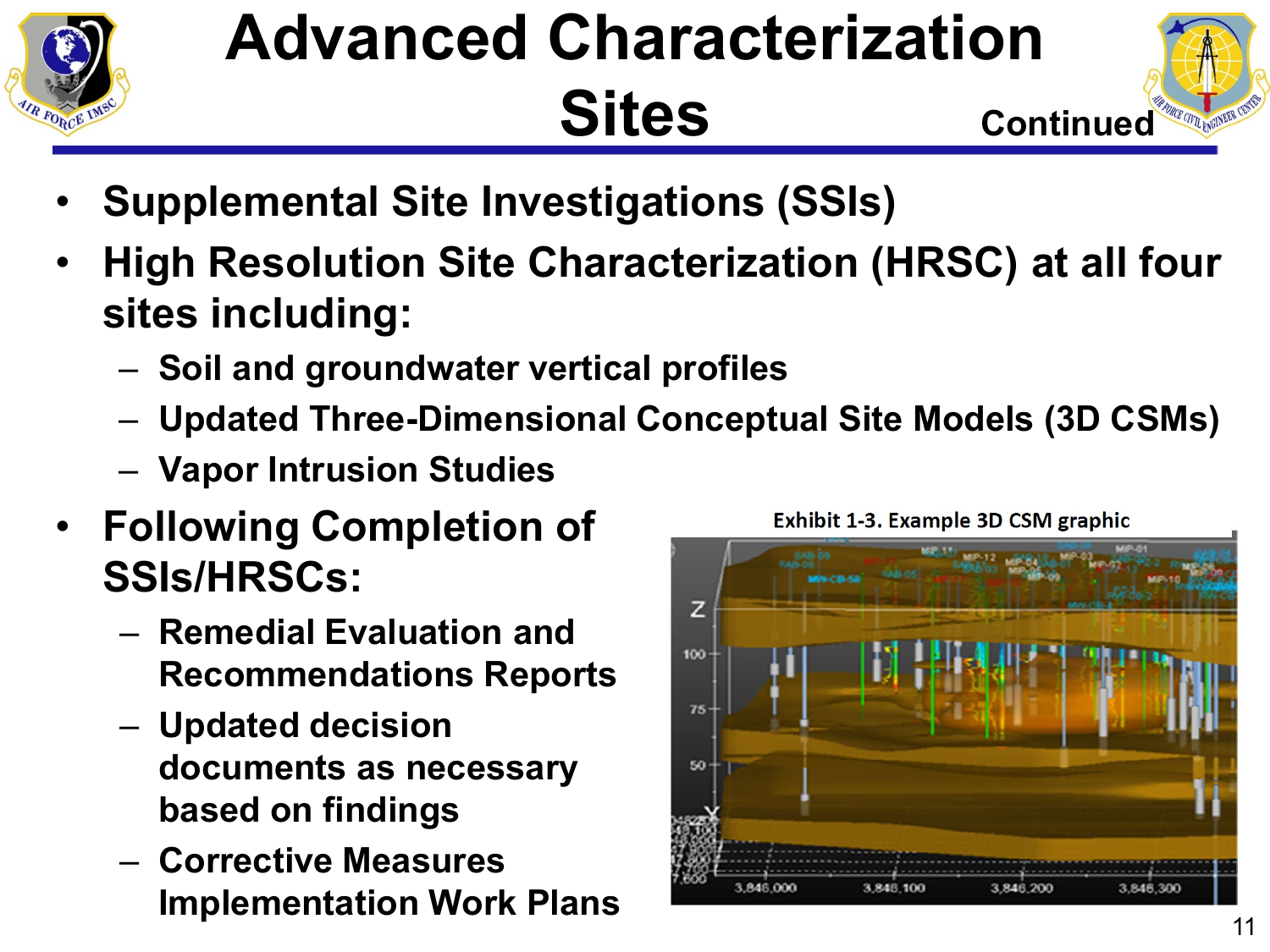# Advanced Characterization Sites

Continued

- Supplemental Site Investigations (SSIs)
- High Resolution Site Characterization (HRSC) at all four sites including:
  - Soil and groundwater vertical profiles
  - Updated Three-Dimensional Conceptual Site Models (3D CSMs)
  - Vapor Intrusion Studies
- Following Completion of SSIs/HRSCs:
  - Remedial Evaluation and Recommendations Reports
  - Updated decision documents as necessary based on findings
  - Corrective Measures Implementation Work Plans

Exhibit 1-3. Example 3D CSM graphic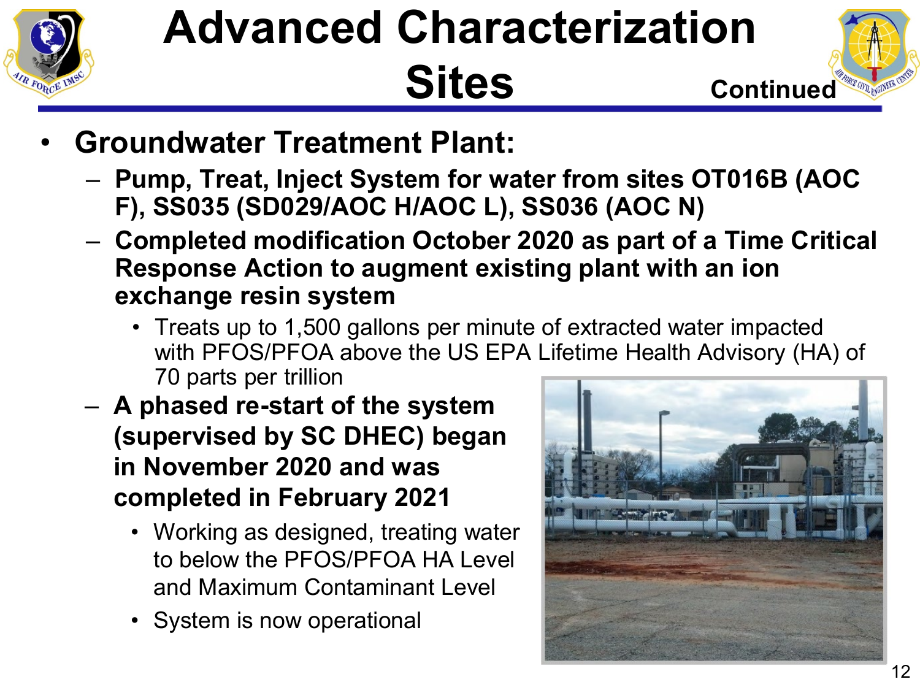# Advanced Characterization Sites

Continued

- **Groundwater Treatment Plant:**
  - **Pump, Treat, Inject System for water from sites OT016B (AOC F), SS035 (SD029/AOC H/AOC L), SS036 (AOC N)**
  - **Completed modification October 2020 as part of a Time Critical Response Action to augment existing plant with an ion exchange resin system**
    - Treats up to 1,500 gallons per minute of extracted water impacted with PFOS/PFOA above the US EPA Lifetime Health Advisory (HA) of 70 parts per trillion
  - **A phased re-start of the system (supervised by SC DHEC) began in November 2020 and was completed in February 2021**
    - Working as designed, treating water to below the PFOS/PFOA HA Level and Maximum Contaminant Level
    - System is now operational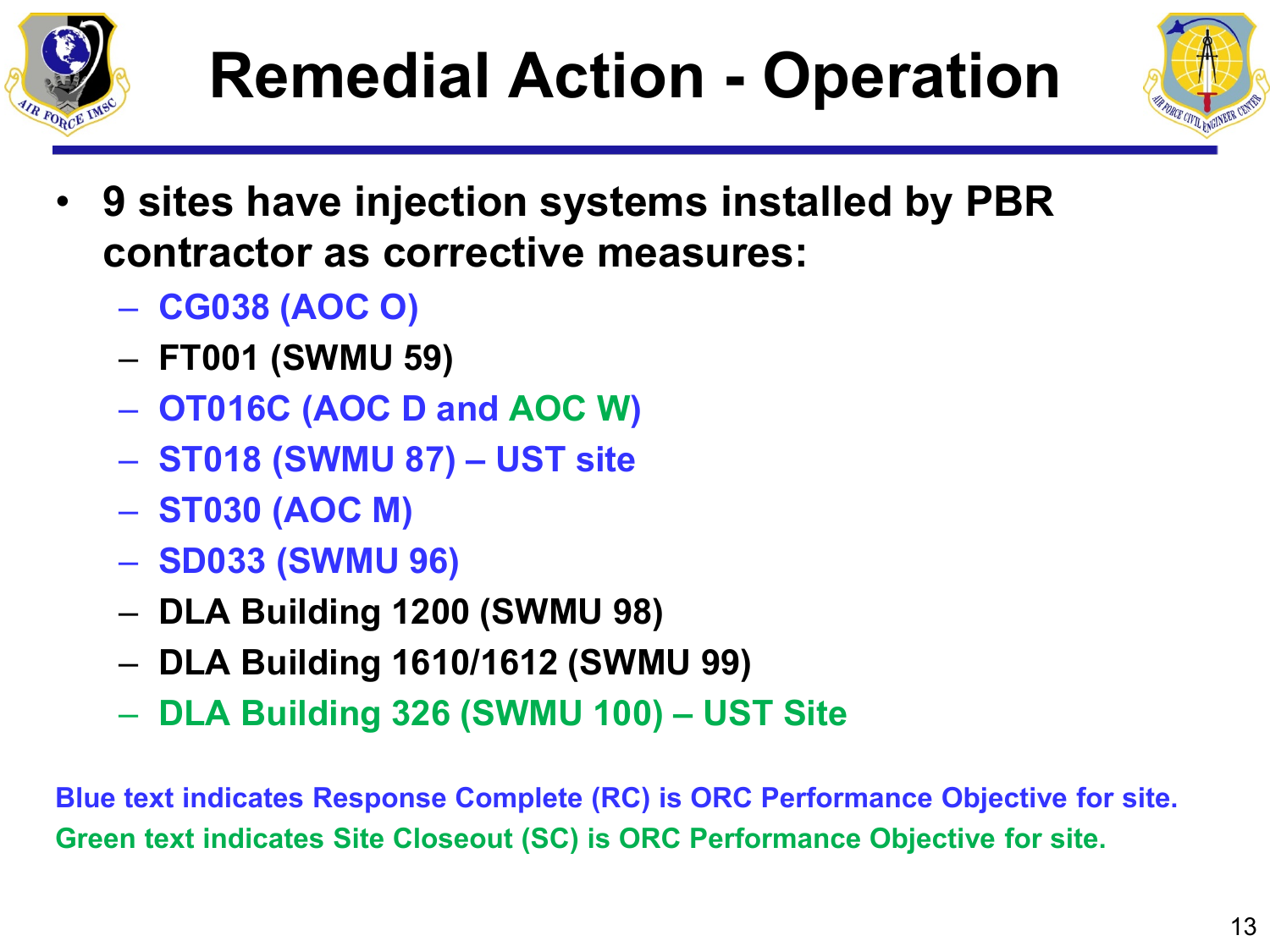# Remedial Action - Operation

- **9 sites have injection systems installed by PBR contractor as corrective measures:**
  - **CG038 (AOC O)**
  - **FT001 (SWMU 59)**
  - **OT016C (AOC D and AOC W)**
  - **ST018 (SWMU 87) – UST site**
  - **ST030 (AOC M)**
  - **SD033 (SWMU 96)**
  - **DLA Building 1200 (SWMU 98)**
  - **DLA Building 1610/1612 (SWMU 99)**
  - **DLA Building 326 (SWMU 100) – UST Site**

**Blue text indicates Response Complete (RC) is ORC Performance Objective for site.**

**Green text indicates Site Closeout (SC) is ORC Performance Objective for site.**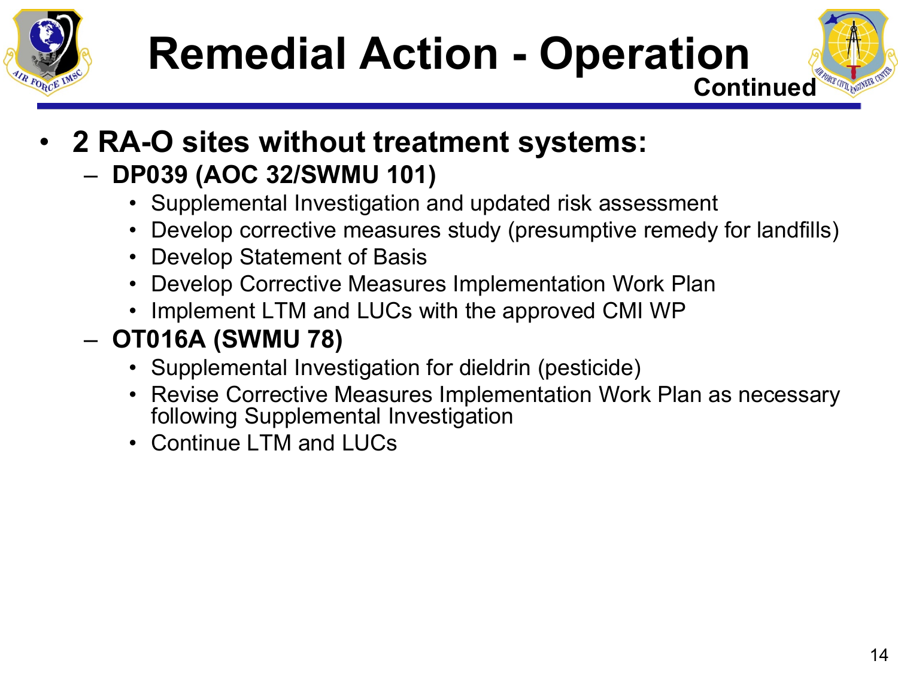# Remedial Action - Operation

Continued

- **2 RA-O sites without treatment systems:**
  - **DP039 (AOC 32/SWMU 101)**
    - Supplemental Investigation and updated risk assessment
    - Develop corrective measures study (presumptive remedy for landfills)
    - Develop Statement of Basis
    - Develop Corrective Measures Implementation Work Plan
    - Implement LTM and LUCs with the approved CMI WP
  - **OT016A (SWMU 78)**
    - Supplemental Investigation for dieldrin (pesticide)
    - Revise Corrective Measures Implementation Work Plan as necessary following Supplemental Investigation
    - Continue LTM and LUCs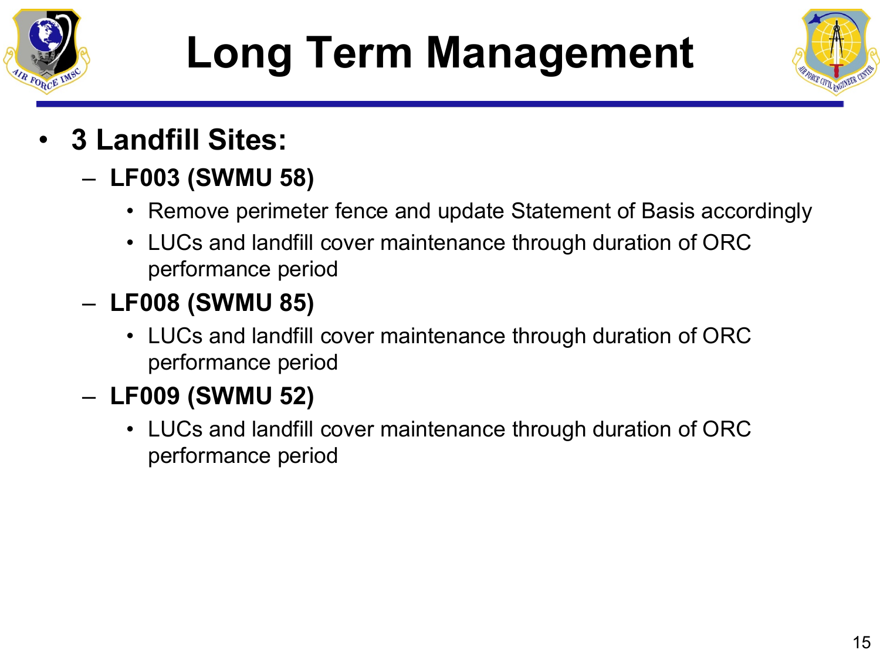# Long Term Management

- **3 Landfill Sites:**
  - **LF003 (SWMU 58)**
    - Remove perimeter fence and update Statement of Basis accordingly
    - LUCs and landfill cover maintenance through duration of ORC performance period
  - **LF008 (SWMU 85)**
    - LUCs and landfill cover maintenance through duration of ORC performance period
  - **LF009 (SWMU 52)**
    - LUCs and landfill cover maintenance through duration of ORC performance period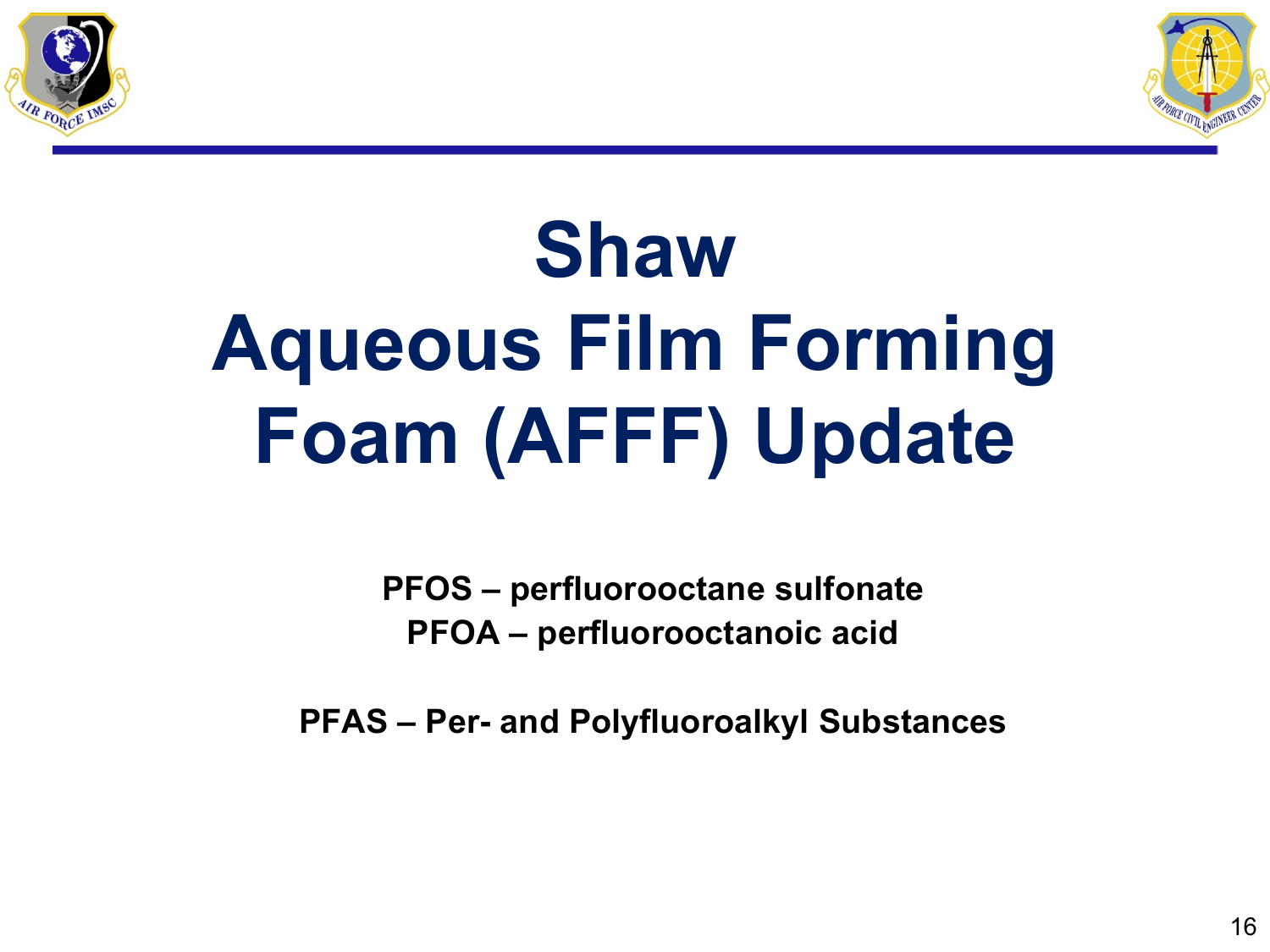# Shaw Aqueous Film Forming Foam (AFFF) Update

**PFOS – perfluorooctane sulfonate**
**PFOA – perfluorooctanoic acid**

**PFAS – Per- and Polyfluoroalkyl Substances**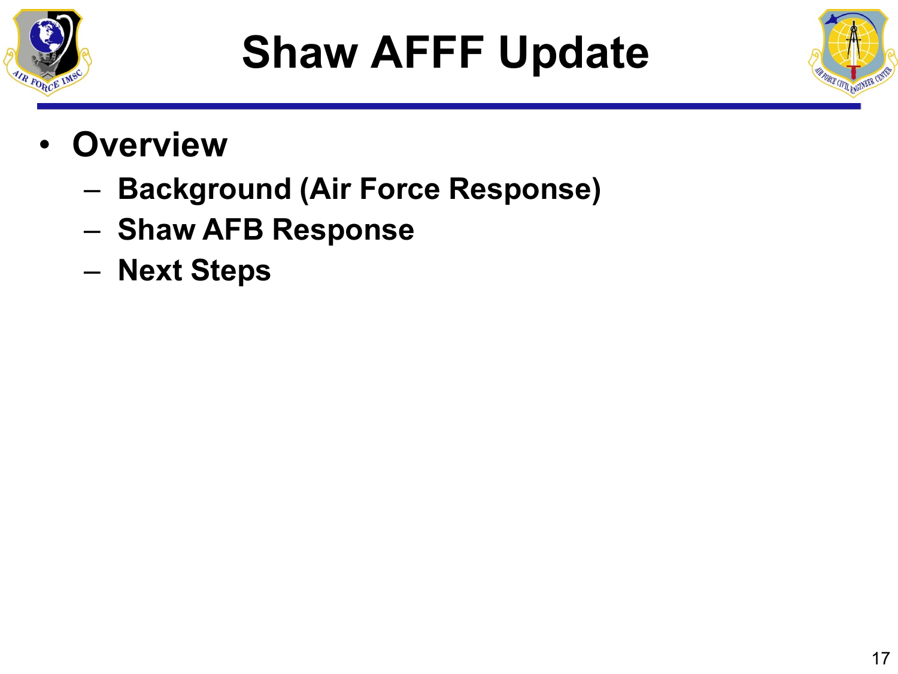# Shaw AFFF Update

- **Overview**
  - **Background (Air Force Response)**
  - **Shaw AFB Response**
  - **Next Steps**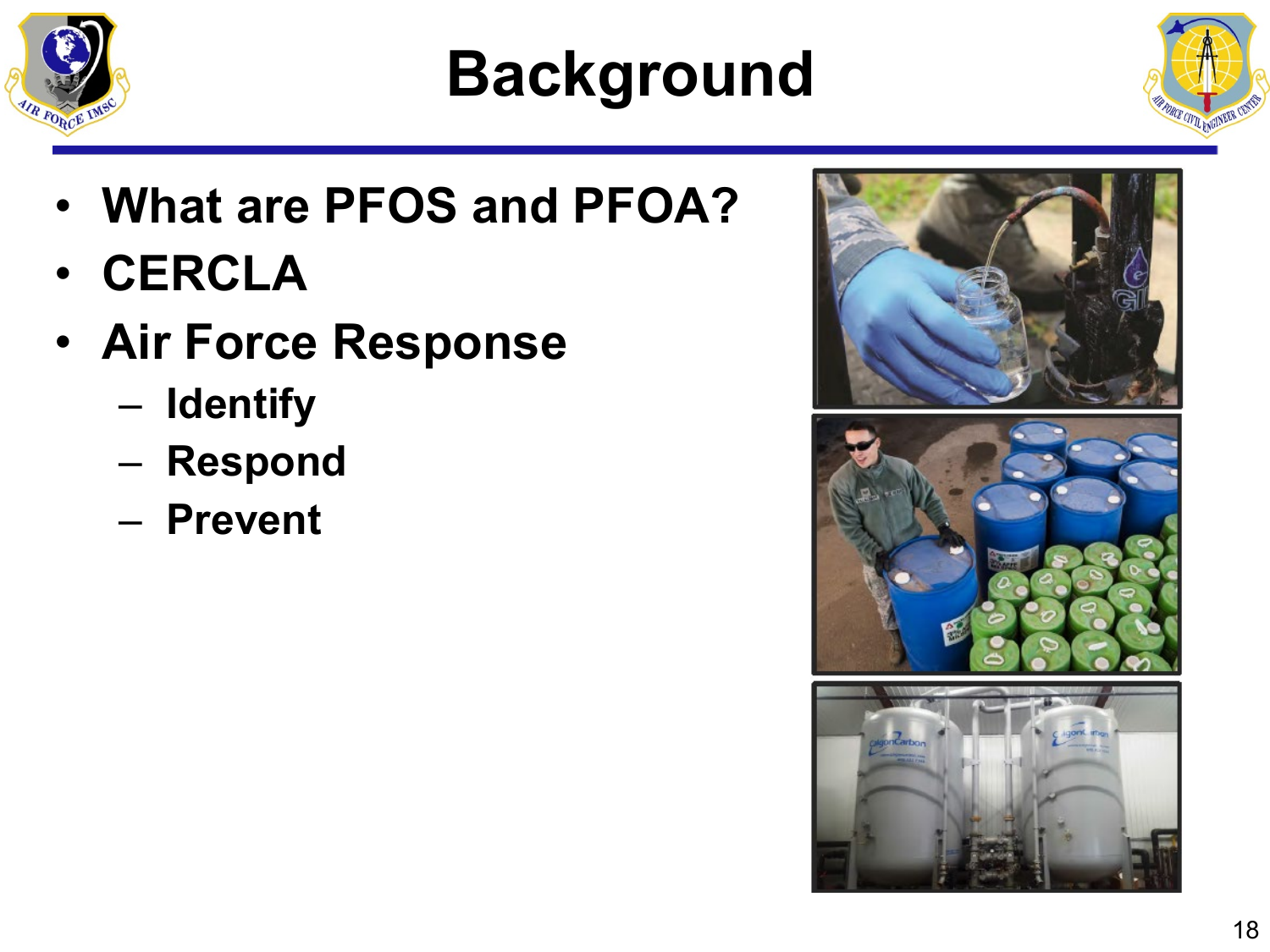# Background

- What are PFOS and PFOA?
- CERCLA
- Air Force Response
  - Identify
  - Respond
  - Prevent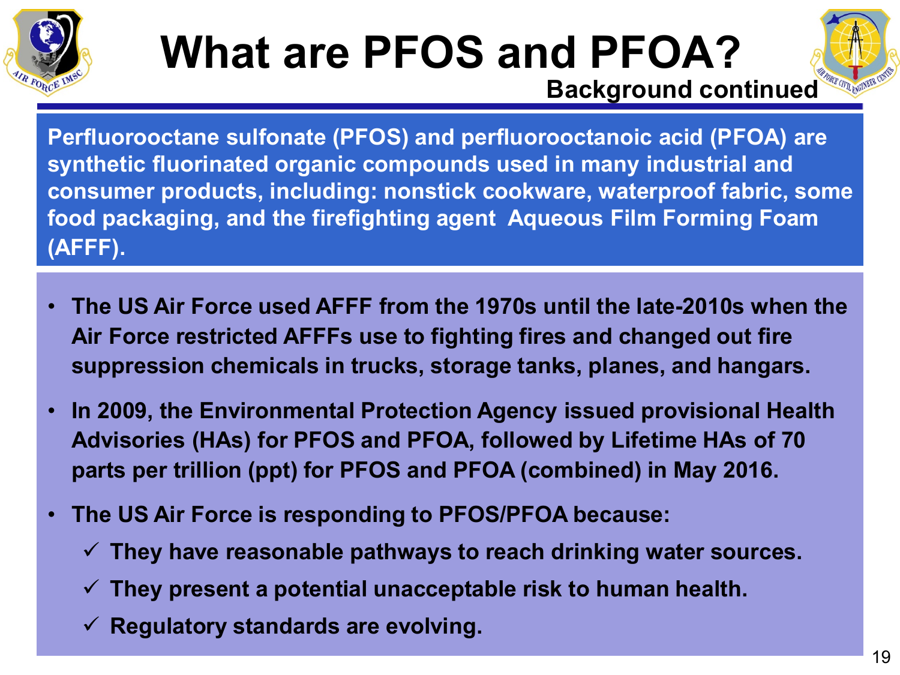# What are PFOS and PFOA?

**Background continued**

**Perfluorooctane sulfonate (PFOS) and perfluorooctanoic acid (PFOA) are synthetic fluorinated organic compounds used in many industrial and consumer products, including: nonstick cookware, waterproof fabric, some food packaging, and the firefighting agent Aqueous Film Forming Foam (AFFF).**

- **The US Air Force used AFFF from the 1970s until the late-2010s when the Air Force restricted AFFFs use to fighting fires and changed out fire suppression chemicals in trucks, storage tanks, planes, and hangars.**
- **In 2009, the Environmental Protection Agency issued provisional Health Advisories (HAs) for PFOS and PFOA, followed by Lifetime HAs of 70 parts per trillion (ppt) for PFOS and PFOA (combined) in May 2016.**
- **The US Air Force is responding to PFOS/PFOA because:**
  - ✓ **They have reasonable pathways to reach drinking water sources.**
  - ✓ **They present a potential unacceptable risk to human health.**
  - ✓ **Regulatory standards are evolving.**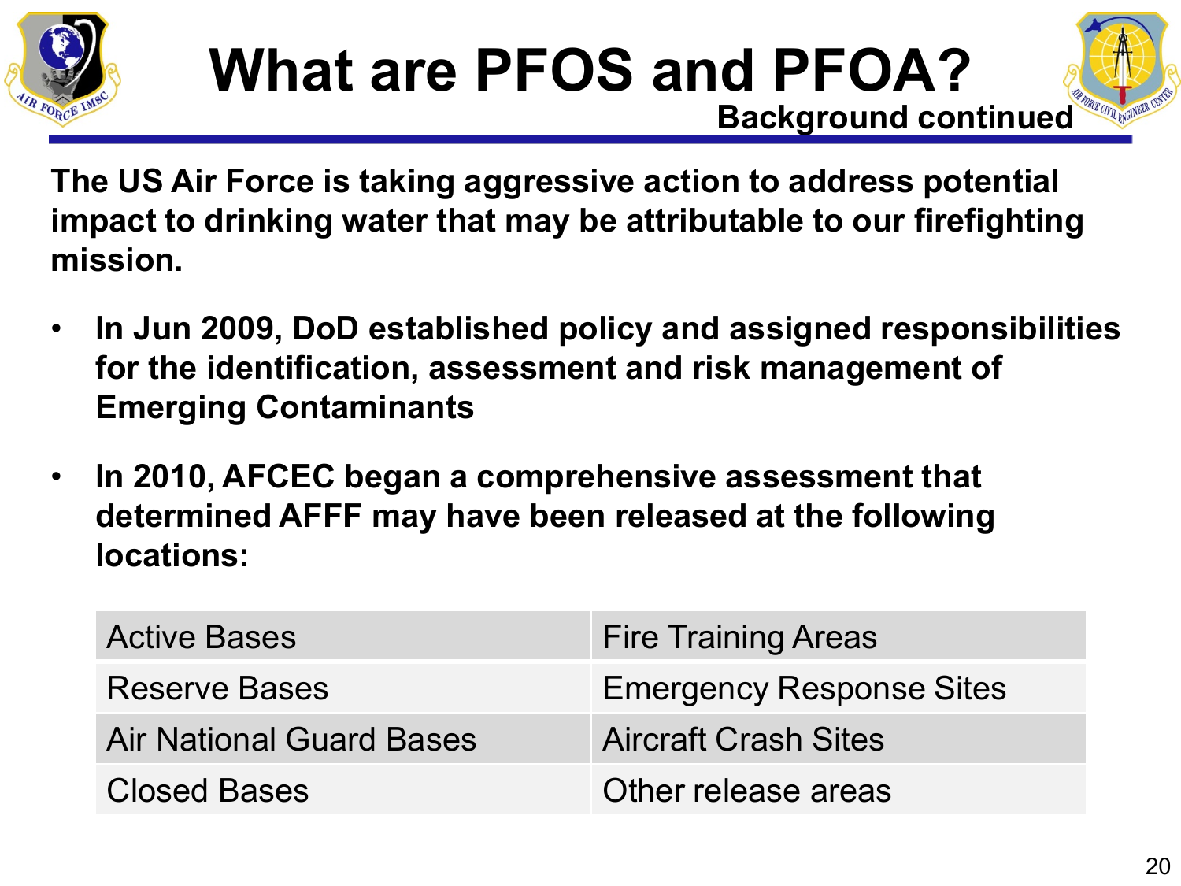# What are PFOS and PFOA?

## Background continued

**The US Air Force is taking aggressive action to address potential impact to drinking water that may be attributable to our firefighting mission.**

- **In Jun 2009, DoD established policy and assigned responsibilities for the identification, assessment and risk management of Emerging Contaminants**
- **In 2010, AFCEC began a comprehensive assessment that determined AFFF may have been released at the following locations:**

| | |
|---|---|
| Active Bases | Fire Training Areas |
| Reserve Bases | Emergency Response Sites |
| Air National Guard Bases | Aircraft Crash Sites |
| Closed Bases | Other release areas |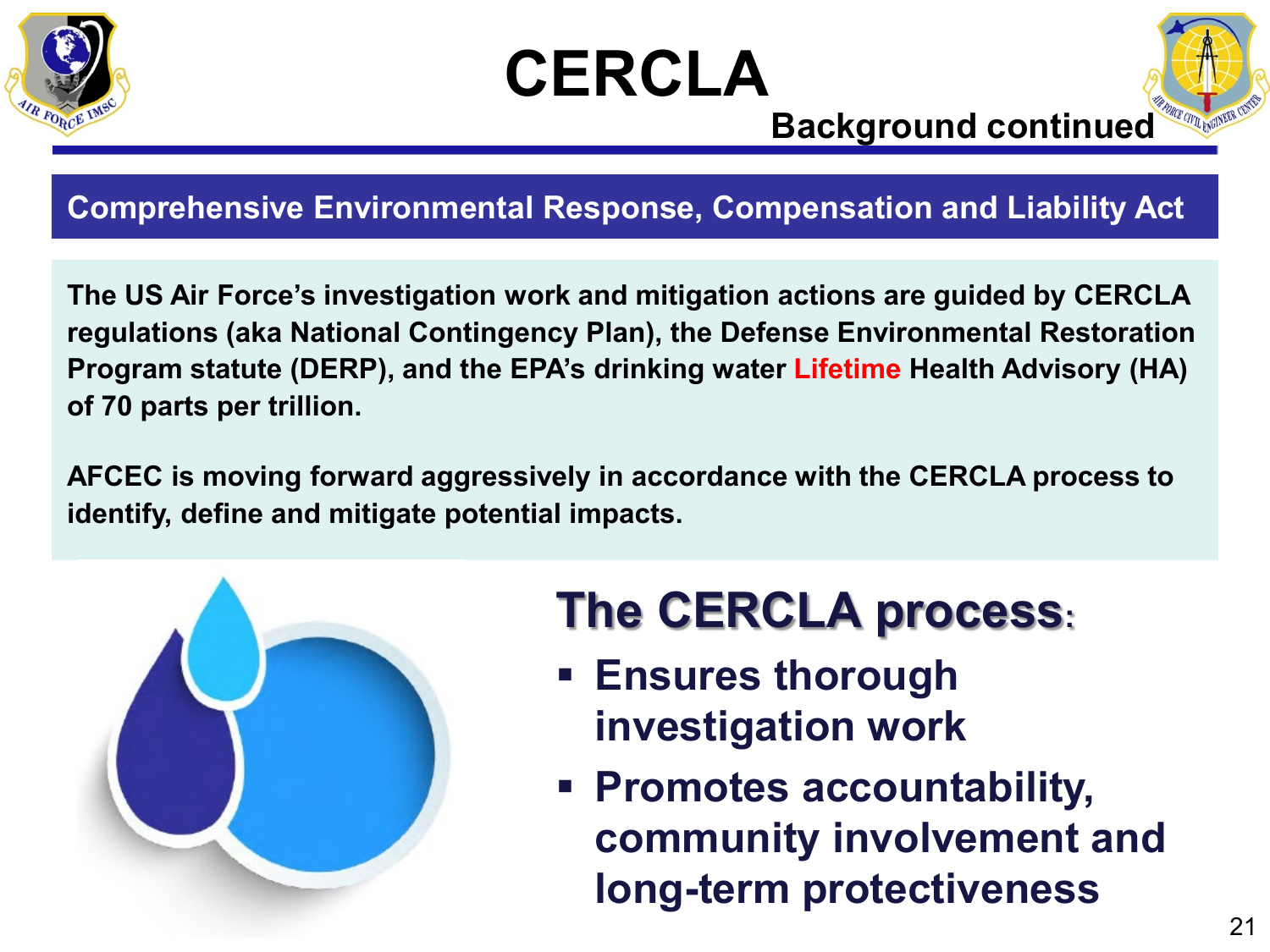# CERCLA

## Background continued

### Comprehensive Environmental Response, Compensation and Liability Act

**The US Air Force's investigation work and mitigation actions are guided by CERCLA regulations (aka National Contingency Plan), the Defense Environmental Restoration Program statute (DERP), and the EPA's drinking water Lifetime Health Advisory (HA) of 70 parts per trillion.**

**AFCEC is moving forward aggressively in accordance with the CERCLA process to identify, define and mitigate potential impacts.**

## The CERCLA process:

- **Ensures thorough investigation work**
- **Promotes accountability, community involvement and long-term protectiveness**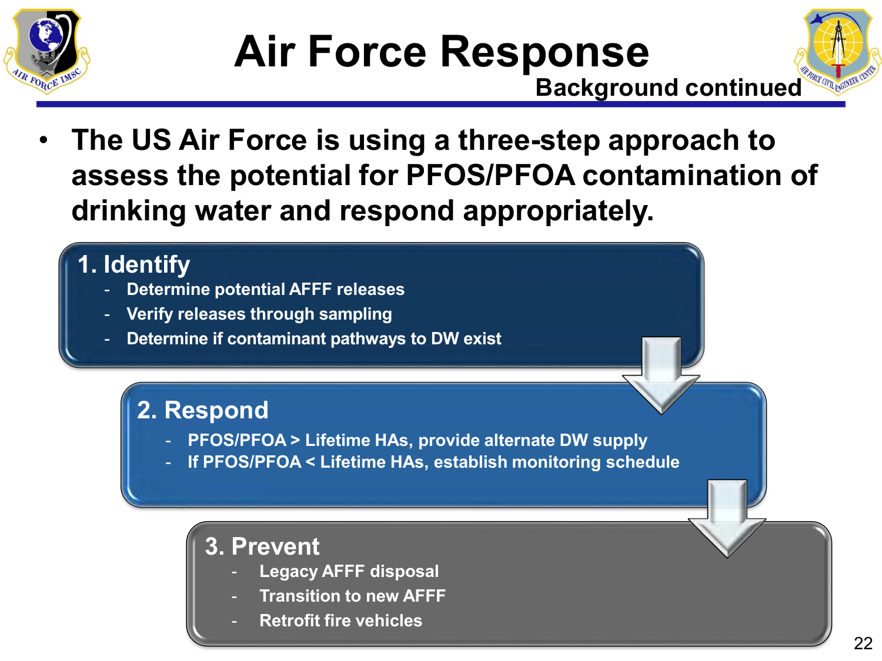# Air Force Response

## Background continued

- **The US Air Force is using a three-step approach to assess the potential for PFOS/PFOA contamination of drinking water and respond appropriately.**

### 1. Identify

- Determine potential AFFF releases
- Verify releases through sampling
- Determine if contaminant pathways to DW exist

### 2. Respond

- PFOS/PFOA > Lifetime HAs, provide alternate DW supply
- If PFOS/PFOA < Lifetime HAs, establish monitoring schedule

### 3. Prevent

- Legacy AFFF disposal
- Transition to new AFFF
- Retrofit fire vehicles